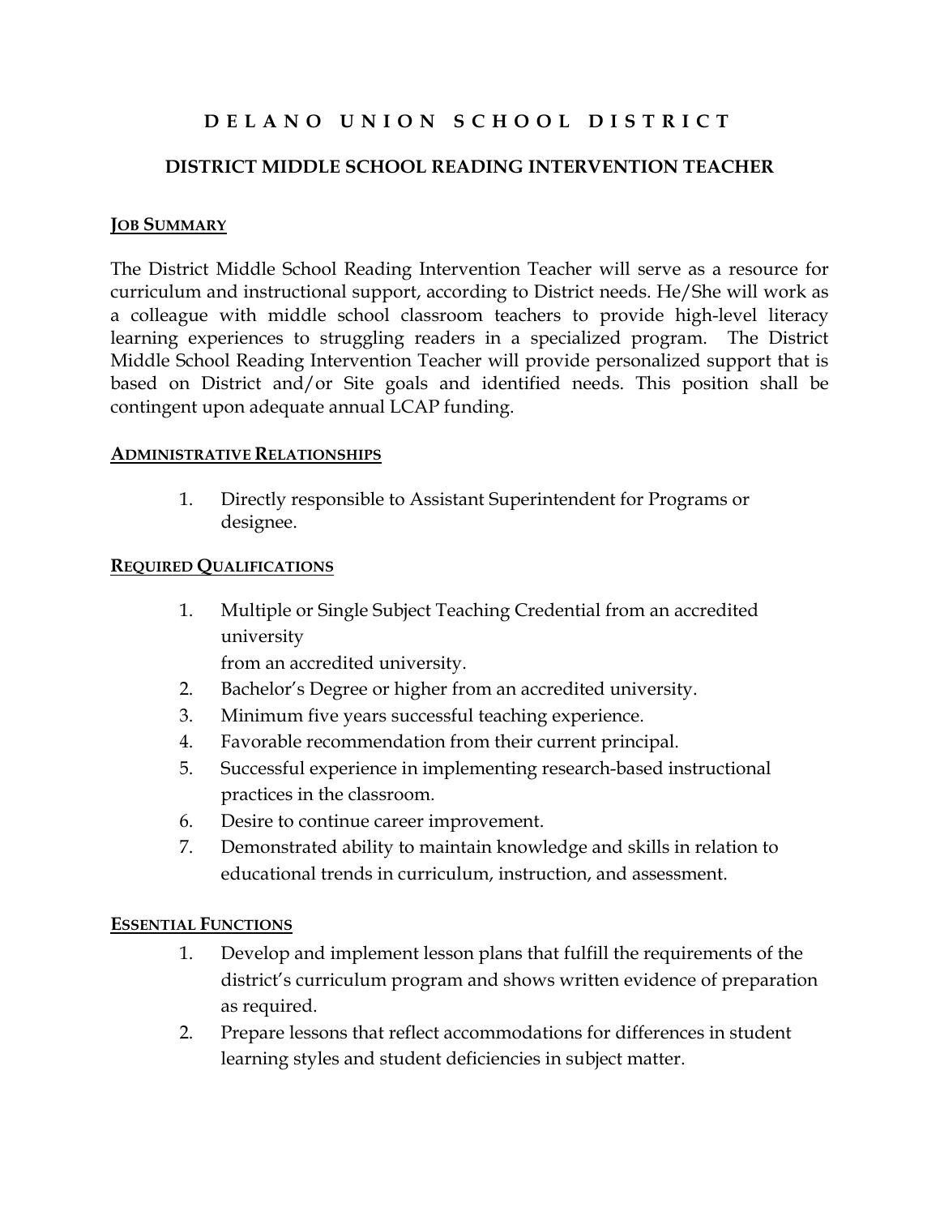# DELANO UNION SCHOOL DISTRICT

## DISTRICT MIDDLE SCHOOL READING INTERVENTION TEACHER

### JOB SUMMARY

The District Middle School Reading Intervention Teacher will serve as a resource for curriculum and instructional support, according to District needs. He/She will work as a colleague with middle school classroom teachers to provide high-level literacy learning experiences to struggling readers in a specialized program. The District Middle School Reading Intervention Teacher will provide personalized support that is based on District and/or Site goals and identified needs. This position shall be contingent upon adequate annual LCAP funding.

### ADMINISTRATIVE RELATIONSHIPS

1. Directly responsible to Assistant Superintendent for Programs or designee.

### REQUIRED QUALIFICATIONS

1. Multiple or Single Subject Teaching Credential from an accredited university
   from an accredited university.
2. Bachelor's Degree or higher from an accredited university.
3. Minimum five years successful teaching experience.
4. Favorable recommendation from their current principal.
5. Successful experience in implementing research-based instructional practices in the classroom.
6. Desire to continue career improvement.
7. Demonstrated ability to maintain knowledge and skills in relation to educational trends in curriculum, instruction, and assessment.

### ESSENTIAL FUNCTIONS

1. Develop and implement lesson plans that fulfill the requirements of the district's curriculum program and shows written evidence of preparation as required.
2. Prepare lessons that reflect accommodations for differences in student learning styles and student deficiencies in subject matter.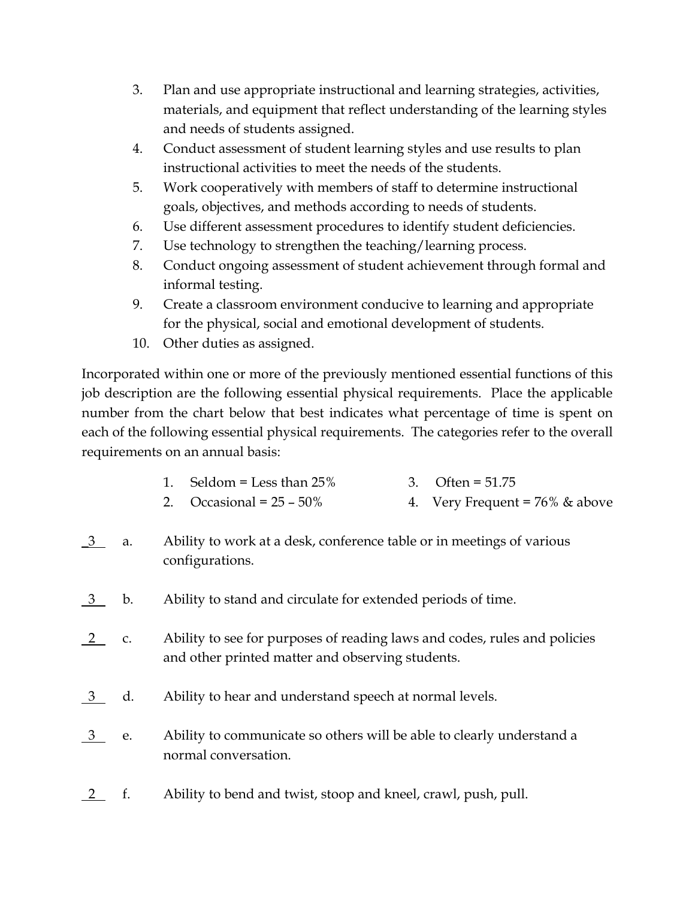3. Plan and use appropriate instructional and learning strategies, activities, materials, and equipment that reflect understanding of the learning styles and needs of students assigned.
4. Conduct assessment of student learning styles and use results to plan instructional activities to meet the needs of the students.
5. Work cooperatively with members of staff to determine instructional goals, objectives, and methods according to needs of students.
6. Use different assessment procedures to identify student deficiencies.
7. Use technology to strengthen the teaching/learning process.
8. Conduct ongoing assessment of student achievement through formal and informal testing.
9. Create a classroom environment conducive to learning and appropriate for the physical, social and emotional development of students.
10. Other duties as assigned.

Incorporated within one or more of the previously mentioned essential functions of this job description are the following essential physical requirements. Place the applicable number from the chart below that best indicates what percentage of time is spent on each of the following essential physical requirements. The categories refer to the overall requirements on an annual basis:

1. Seldom = Less than 25%
2. Occasional = 25 – 50%
3. Often = 51.75
4. Very Frequent = 76% & above

__3__ a. Ability to work at a desk, conference table or in meetings of various configurations.

__3__ b. Ability to stand and circulate for extended periods of time.

__2__ c. Ability to see for purposes of reading laws and codes, rules and policies and other printed matter and observing students.

__3__ d. Ability to hear and understand speech at normal levels.

__3__ e. Ability to communicate so others will be able to clearly understand a normal conversation.

__2__ f. Ability to bend and twist, stoop and kneel, crawl, push, pull.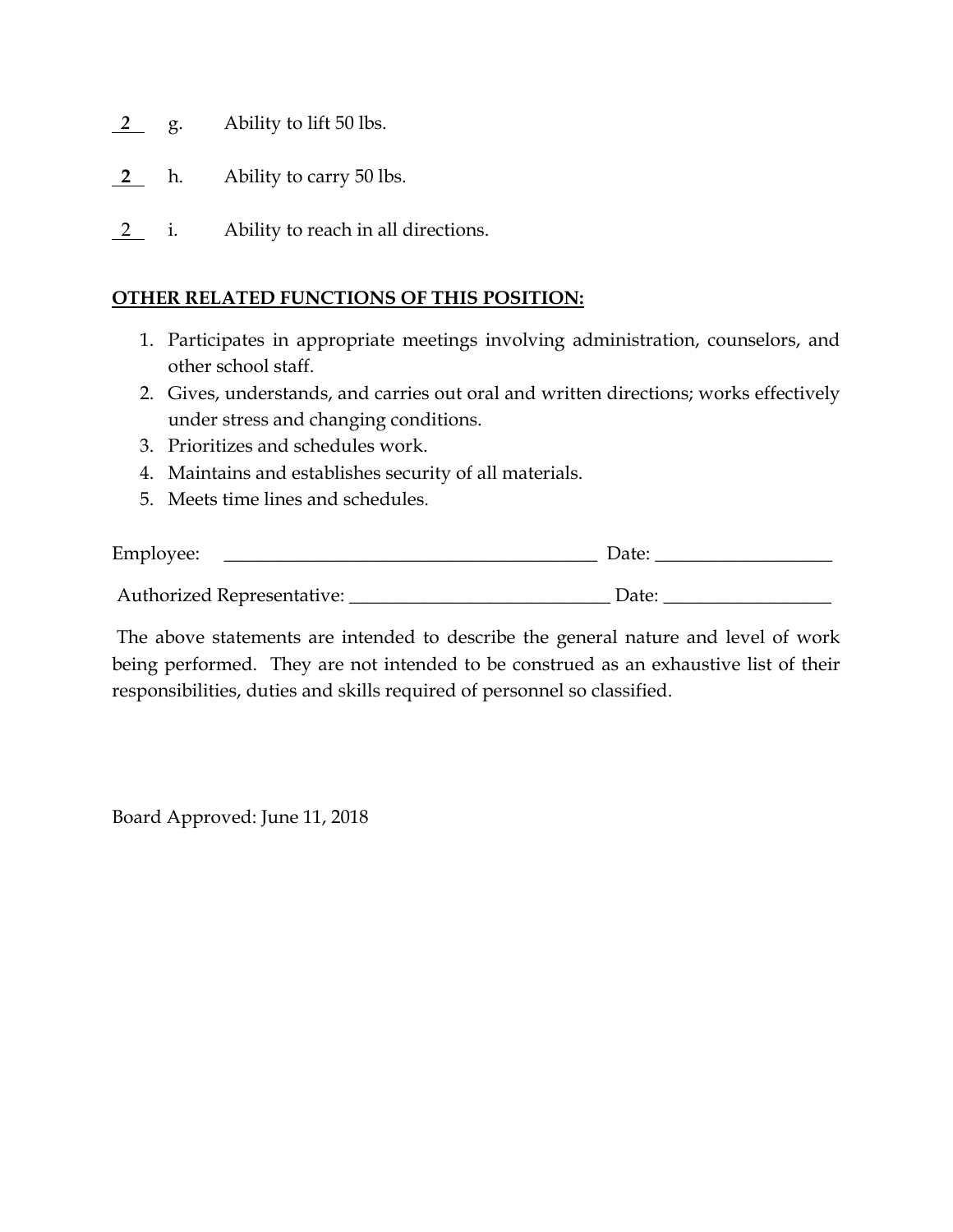**2** g. Ability to lift 50 lbs.

**2** h. Ability to carry 50 lbs.

2 i. Ability to reach in all directions.

**OTHER RELATED FUNCTIONS OF THIS POSITION:**

1. Participates in appropriate meetings involving administration, counselors, and other school staff.
2. Gives, understands, and carries out oral and written directions; works effectively under stress and changing conditions.
3. Prioritizes and schedules work.
4. Maintains and establishes security of all materials.
5. Meets time lines and schedules.

Employee: ________________________________________ Date: ___________________

Authorized Representative: ____________________________ Date: __________________

The above statements are intended to describe the general nature and level of work being performed. They are not intended to be construed as an exhaustive list of their responsibilities, duties and skills required of personnel so classified.

Board Approved: June 11, 2018